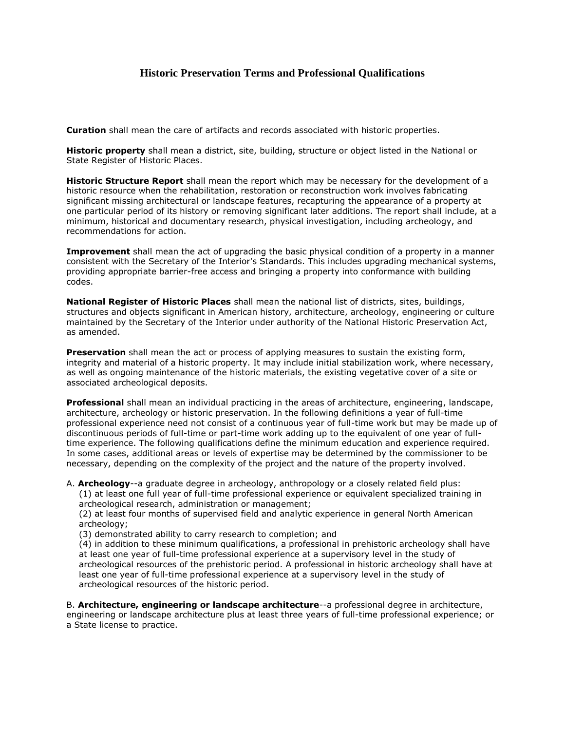# Historic Preservation Terms and Professional Qualifications

**Curation** shall mean the care of artifacts and records associated with historic properties.

**Historic property** shall mean a district, site, building, structure or object listed in the National or State Register of Historic Places.

**Historic Structure Report** shall mean the report which may be necessary for the development of a historic resource when the rehabilitation, restoration or reconstruction work involves fabricating significant missing architectural or landscape features, recapturing the appearance of a property at one particular period of its history or removing significant later additions. The report shall include, at a minimum, historical and documentary research, physical investigation, including archeology, and recommendations for action.

**Improvement** shall mean the act of upgrading the basic physical condition of a property in a manner consistent with the Secretary of the Interior's Standards. This includes upgrading mechanical systems, providing appropriate barrier-free access and bringing a property into conformance with building codes.

**National Register of Historic Places** shall mean the national list of districts, sites, buildings, structures and objects significant in American history, architecture, archeology, engineering or culture maintained by the Secretary of the Interior under authority of the National Historic Preservation Act, as amended.

**Preservation** shall mean the act or process of applying measures to sustain the existing form, integrity and material of a historic property. It may include initial stabilization work, where necessary, as well as ongoing maintenance of the historic materials, the existing vegetative cover of a site or associated archeological deposits.

**Professional** shall mean an individual practicing in the areas of architecture, engineering, landscape, architecture, archeology or historic preservation. In the following definitions a year of full-time professional experience need not consist of a continuous year of full-time work but may be made up of discontinuous periods of full-time or part-time work adding up to the equivalent of one year of full-time experience. The following qualifications define the minimum education and experience required. In some cases, additional areas or levels of expertise may be determined by the commissioner to be necessary, depending on the complexity of the project and the nature of the property involved.

A. **Archeology**--a graduate degree in archeology, anthropology or a closely related field plus:
(1) at least one full year of full-time professional experience or equivalent specialized training in archeological research, administration or management;
(2) at least four months of supervised field and analytic experience in general North American archeology;
(3) demonstrated ability to carry research to completion; and
(4) in addition to these minimum qualifications, a professional in prehistoric archeology shall have at least one year of full-time professional experience at a supervisory level in the study of archeological resources of the prehistoric period. A professional in historic archeology shall have at least one year of full-time professional experience at a supervisory level in the study of archeological resources of the historic period.

B. **Architecture, engineering or landscape architecture**--a professional degree in architecture, engineering or landscape architecture plus at least three years of full-time professional experience; or a State license to practice.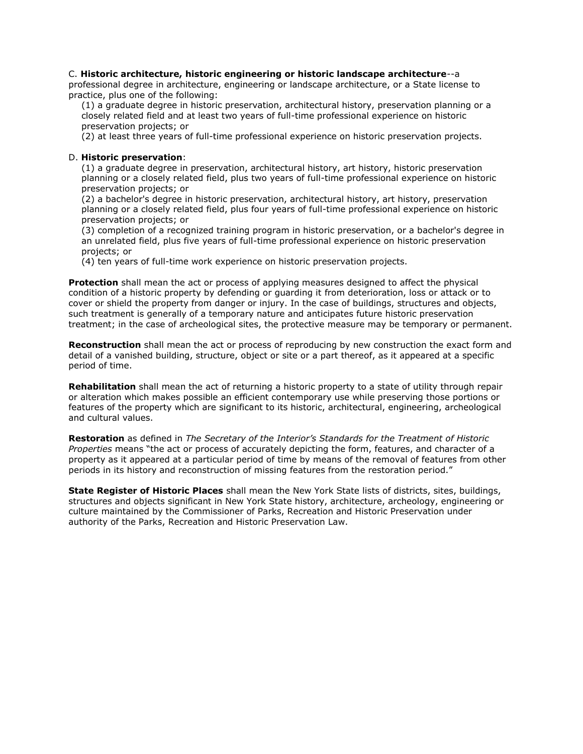C. **Historic architecture, historic engineering or historic landscape architecture**--a professional degree in architecture, engineering or landscape architecture, or a State license to practice, plus one of the following:

(1) a graduate degree in historic preservation, architectural history, preservation planning or a closely related field and at least two years of full-time professional experience on historic preservation projects; or

(2) at least three years of full-time professional experience on historic preservation projects.

D. **Historic preservation**:

(1) a graduate degree in preservation, architectural history, art history, historic preservation planning or a closely related field, plus two years of full-time professional experience on historic preservation projects; or

(2) a bachelor's degree in historic preservation, architectural history, art history, preservation planning or a closely related field, plus four years of full-time professional experience on historic preservation projects; or

(3) completion of a recognized training program in historic preservation, or a bachelor's degree in an unrelated field, plus five years of full-time professional experience on historic preservation projects; or

(4) ten years of full-time work experience on historic preservation projects.

**Protection** shall mean the act or process of applying measures designed to affect the physical condition of a historic property by defending or guarding it from deterioration, loss or attack or to cover or shield the property from danger or injury. In the case of buildings, structures and objects, such treatment is generally of a temporary nature and anticipates future historic preservation treatment; in the case of archeological sites, the protective measure may be temporary or permanent.

**Reconstruction** shall mean the act or process of reproducing by new construction the exact form and detail of a vanished building, structure, object or site or a part thereof, as it appeared at a specific period of time.

**Rehabilitation** shall mean the act of returning a historic property to a state of utility through repair or alteration which makes possible an efficient contemporary use while preserving those portions or features of the property which are significant to its historic, architectural, engineering, archeological and cultural values.

**Restoration** as defined in *The Secretary of the Interior's Standards for the Treatment of Historic Properties* means "the act or process of accurately depicting the form, features, and character of a property as it appeared at a particular period of time by means of the removal of features from other periods in its history and reconstruction of missing features from the restoration period."

**State Register of Historic Places** shall mean the New York State lists of districts, sites, buildings, structures and objects significant in New York State history, architecture, archeology, engineering or culture maintained by the Commissioner of Parks, Recreation and Historic Preservation under authority of the Parks, Recreation and Historic Preservation Law.